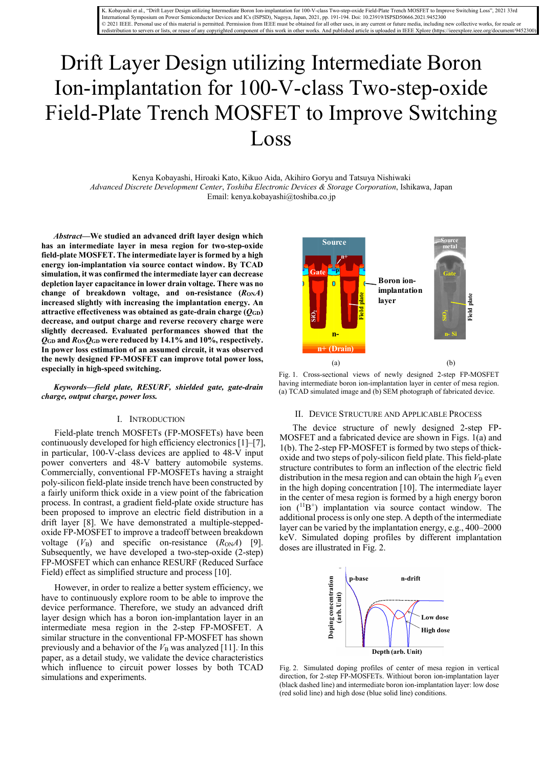K. Kobayashi et al., "Drift Layer Design utilizing Intermediate Boron Ion-implantation for 100-V-class Two-step-oxide Field-Plate Trench MOSFET to Improve Switching Loss", 2021 33rd International Symposium on Power Semiconductor Devices and ICs (ISPSD), Nagoya, Japan, 2021, pp. 191-194. Doi: 10.23919/ISPSD50666.2021.9452300
© 2021 IEEE. Personal use of this material is permitted. Permission from IEEE must be obtained for all other uses, in any current or future media, including new collective works, for resale or redistribution to servers or lists, or reuse of any copyrighted component of this work in other works. And published article is uploaded in IEEE Xplore (https://ieeexplore.ieee.org/document/9452300)

# Drift Layer Design utilizing Intermediate Boron Ion-implantation for 100-V-class Two-step-oxide Field-Plate Trench MOSFET to Improve Switching Loss

Kenya Kobayashi, Hiroaki Kato, Kikuo Aida, Akihiro Goryu and Tatsuya Nishiwaki
*Advanced Discrete Development Center*, *Toshiba Electronic Devices & Storage Corporation*, Ishikawa, Japan
Email: kenya.kobayashi@toshiba.co.jp

***Abstract*—We studied an advanced drift layer design which has an intermediate layer in mesa region for two-step-oxide field-plate MOSFET. The intermediate layer is formed by a high energy ion-implantation via source contact window. By TCAD simulation, it was confirmed the intermediate layer can decrease depletion layer capacitance in lower drain voltage. There was no change of breakdown voltage, and on-resistance ($R_{ON}A$) increased slightly with increasing the implantation energy. An attractive effectiveness was obtained as gate-drain charge ($Q_{GD}$) decrease, and output charge and reverse recovery charge were slightly decreased. Evaluated performances showed that the $Q_{GD}$ and $R_{ON}Q_{GD}$ were reduced by 14.1% and 10%, respectively. In power loss estimation of an assumed circuit, it was observed the newly designed FP-MOSFET can improve total power loss, especially in high-speed switching.**

***Keywords—field plate, RESURF, shielded gate, gate-drain charge, output charge, power loss.***

## I. Introduction

Field-plate trench MOSFETs (FP-MOSFETs) have been continuously developed for high efficiency electronics [1]–[7], in particular, 100-V-class devices are applied to 48-V input power converters and 48-V battery automobile systems. Commercially, conventional FP-MOSFETs having a straight poly-silicon field-plate inside trench have been constructed by a fairly uniform thick oxide in a view point of the fabrication process. In contrast, a gradient field-plate oxide structure has been proposed to improve an electric field distribution in a drift layer [8]. We have demonstrated a multiple-stepped-oxide FP-MOSFET to improve a tradeoff between breakdown voltage ($V_B$) and specific on-resistance ($R_{ON}A$) [9]. Subsequently, we have developed a two-step-oxide (2-step) FP-MOSFET which can enhance RESURF (Reduced Surface Field) effect as simplified structure and process [10].

However, in order to realize a better system efficiency, we have to continuously explore room to be able to improve the device performance. Therefore, we study an advanced drift layer design which has a boron ion-implantation layer in an intermediate mesa region in the 2-step FP-MOSFET. A similar structure in the conventional FP-MOSFET has shown previously and a behavior of the $V_B$ was analyzed [11]. In this paper, as a detail study, we validate the device characteristics which influence to circuit power losses by both TCAD simulations and experiments.

Fig. 1. Cross-sectional views of newly designed 2-step FP-MOSFET having intermediate boron ion-implantation layer in center of mesa region. (a) TCAD simulated image and (b) SEM photograph of fabricated device.

## II. Device Structure and Applicable Process

The device structure of newly designed 2-step FP-MOSFET and a fabricated device are shown in Figs. 1(a) and 1(b). The 2-step FP-MOSFET is formed by two steps of thick-oxide and two steps of poly-silicon field plate. This field-plate structure contributes to form an inflection of the electric field distribution in the mesa region and can obtain the high $V_B$ even in the high doping concentration [10]. The intermediate layer in the center of mesa region is formed by a high energy boron ion ($^{11}B^{+}$) implantation via source contact window. The additional process is only one step. A depth of the intermediate layer can be varied by the implantation energy, e.g., 400–2000 keV. Simulated doping profiles by different implantation doses are illustrated in Fig. 2.

Fig. 2. Simulated doping profiles of center of mesa region in vertical direction, for 2-step FP-MOSFETs. Without boron ion-implantation layer (black dashed line) and intermediate boron ion-implantation layer: low dose (red solid line) and high dose (blue solid line) conditions.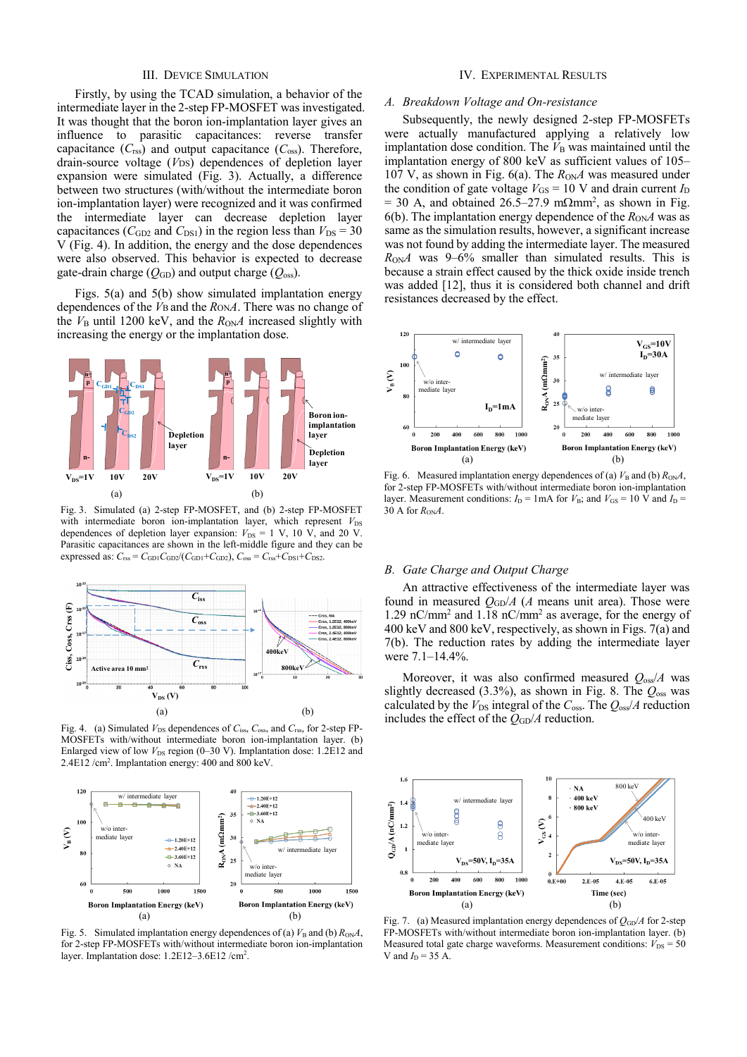## III. Device Simulation

Firstly, by using the TCAD simulation, a behavior of the intermediate layer in the 2-step FP-MOSFET was investigated. It was thought that the boron ion-implantation layer gives an influence to parasitic capacitances: reverse transfer capacitance ($C_{rss}$) and output capacitance ($C_{oss}$). Therefore, drain-source voltage ($V_{DS}$) dependences of depletion layer expansion were simulated (Fig. 3). Actually, a difference between two structures (with/without the intermediate boron ion-implantation layer) were recognized and it was confirmed the intermediate layer can decrease depletion layer capacitances ($C_{GD2}$ and $C_{DS1}$) in the region less than $V_{DS}$ = 30 V (Fig. 4). In addition, the energy and the dose dependences were also observed. This behavior is expected to decrease gate-drain charge ($Q_{GD}$) and output charge ($Q_{oss}$).

Figs. 5(a) and 5(b) show simulated implantation energy dependences of the $V_B$ and the $R_{ON}A$. There was no change of the $V_B$ until 1200 keV, and the $R_{ON}A$ increased slightly with increasing the energy or the implantation dose.

Fig. 3. Simulated (a) 2-step FP-MOSFET, and (b) 2-step FP-MOSFET with intermediate boron ion-implantation layer, which represent $V_{DS}$ dependences of depletion layer expansion: $V_{DS}$ = 1 V, 10 V, and 20 V. Parasitic capacitances are shown in the left-middle figure and they can be expressed as: $C_{rss} = C_{GD1}C_{GD2}/(C_{GD1}+C_{GD2})$, $C_{oss} = C_{rss}+C_{DS1}+C_{DS2}$.

Fig. 4. (a) Simulated $V_{DS}$ dependences of $C_{iss}$, $C_{oss}$, and $C_{rss}$, for 2-step FP-MOSFETs with/without intermediate boron ion-implantation layer. (b) Enlarged view of low $V_{DS}$ region (0–30 V). Implantation dose: 1.2E12 and 2.4E12 /cm$^2$. Implantation energy: 400 and 800 keV.

Fig. 5. Simulated implantation energy dependences of (a) $V_B$ and (b) $R_{ON}A$, for 2-step FP-MOSFETs with/without intermediate boron ion-implantation layer. Implantation dose: 1.2E12–3.6E12 /cm$^2$.

## IV. Experimental Results

### A. Breakdown Voltage and On-resistance

Subsequently, the newly designed 2-step FP-MOSFETs were actually manufactured applying a relatively low implantation dose condition. The $V_B$ was maintained until the implantation energy of 800 keV as sufficient values of 105–107 V, as shown in Fig. 6(a). The $R_{ON}A$ was measured under the condition of gate voltage $V_{GS}$ = 10 V and drain current $I_D$ = 30 A, and obtained 26.5–27.9 mΩmm$^2$, as shown in Fig. 6(b). The implantation energy dependence of the $R_{ON}A$ was as same as the simulation results, however, a significant increase was not found by adding the intermediate layer. The measured $R_{ON}A$ was 9–6% smaller than simulated results. This is because a strain effect caused by the thick oxide inside trench was added [12], thus it is considered both channel and drift resistances decreased by the effect.

Fig. 6. Measured implantation energy dependences of (a) $V_B$ and (b) $R_{ON}A$, for 2-step FP-MOSFETs with/without intermediate boron ion-implantation layer. Measurement conditions: $I_D$ = 1mA for $V_B$; and $V_{GS}$ = 10 V and $I_D$ = 30 A for $R_{ON}A$.

### B. Gate Charge and Output Charge

An attractive effectiveness of the intermediate layer was found in measured $Q_{GD}/A$ ($A$ means unit area). Those were 1.29 nC/mm$^2$ and 1.18 nC/mm$^2$ as average, for the energy of 400 keV and 800 keV, respectively, as shown in Figs. 7(a) and 7(b). The reduction rates by adding the intermediate layer were 7.1–14.4%.

Moreover, it was also confirmed measured $Q_{oss}/A$ was slightly decreased (3.3%), as shown in Fig. 8. The $Q_{oss}$ was calculated by the $V_{DS}$ integral of the $C_{oss}$. The $Q_{oss}/A$ reduction includes the effect of the $Q_{GD}/A$ reduction.

Fig. 7. (a) Measured implantation energy dependences of $Q_{GD}/A$ for 2-step FP-MOSFETs with/without intermediate boron ion-implantation layer. (b) Measured total gate charge waveforms. Measurement conditions: $V_{DS}$ = 50 V and $I_D$ = 35 A.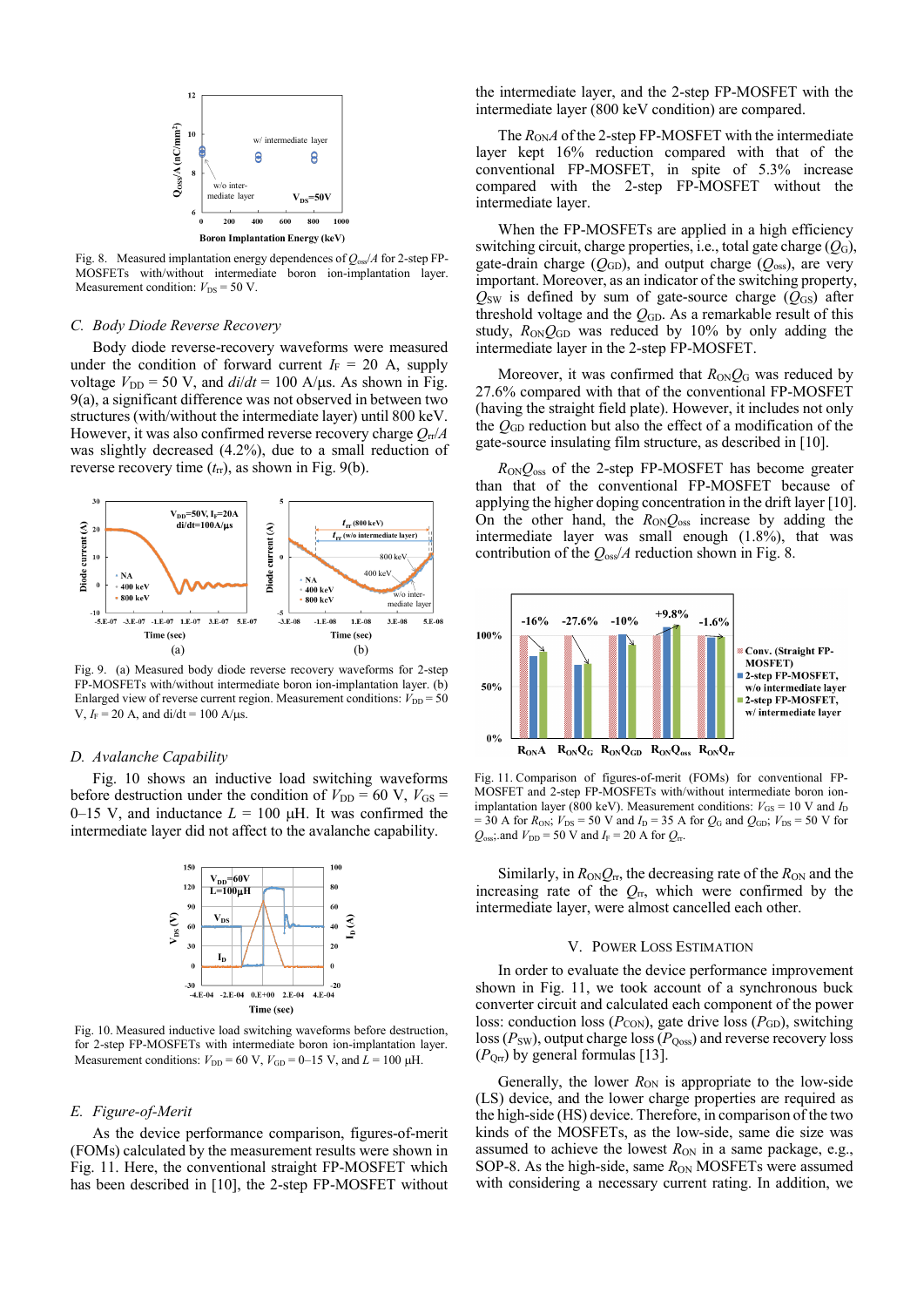Fig. 8. Measured implantation energy dependences of $Q_{oss}/A$ for 2-step FP-MOSFETs with/without intermediate boron ion-implantation layer. Measurement condition: $V_{DS}$ = 50 V.

### C. Body Diode Reverse Recovery

Body diode reverse-recovery waveforms were measured under the condition of forward current $I_F$ = 20 A, supply voltage $V_{DD}$ = 50 V, and $di/dt$ = 100 A/μs. As shown in Fig. 9(a), a significant difference was not observed in between two structures (with/without the intermediate layer) until 800 keV. However, it was also confirmed reverse recovery charge $Q_{rr}/A$ was slightly decreased (4.2%), due to a small reduction of reverse recovery time ($t_{rr}$), as shown in Fig. 9(b).

Fig. 9. (a) Measured body diode reverse recovery waveforms for 2-step FP-MOSFETs with/without intermediate boron ion-implantation layer. (b) Enlarged view of reverse current region. Measurement conditions: $V_{DD}$ = 50 V, $I_F$ = 20 A, and di/dt = 100 A/μs.

### D. Avalanche Capability

Fig. 10 shows an inductive load switching waveforms before destruction under the condition of $V_{DD}$ = 60 V, $V_{GS}$ = 0–15 V, and inductance $L$ = 100 μH. It was confirmed the intermediate layer did not affect to the avalanche capability.

Fig. 10. Measured inductive load switching waveforms before destruction, for 2-step FP-MOSFETs with intermediate boron ion-implantation layer. Measurement conditions: $V_{DD}$ = 60 V, $V_{GD}$ = 0–15 V, and $L$ = 100 μH.

### E. Figure-of-Merit

As the device performance comparison, figures-of-merit (FOMs) calculated by the measurement results were shown in Fig. 11. Here, the conventional straight FP-MOSFET which has been described in [10], the 2-step FP-MOSFET without the intermediate layer, and the 2-step FP-MOSFET with the intermediate layer (800 keV condition) are compared.

The $R_{ON}A$ of the 2-step FP-MOSFET with the intermediate layer kept 16% reduction compared with that of the conventional FP-MOSFET, in spite of 5.3% increase compared with the 2-step FP-MOSFET without the intermediate layer.

When the FP-MOSFETs are applied in a high efficiency switching circuit, charge properties, i.e., total gate charge ($Q_G$), gate-drain charge ($Q_{GD}$), and output charge ($Q_{oss}$), are very important. Moreover, as an indicator of the switching property, $Q_{SW}$ is defined by sum of gate-source charge ($Q_{GS}$) after threshold voltage and the $Q_{GD}$. As a remarkable result of this study, $R_{ON}Q_{GD}$ was reduced by 10% by only adding the intermediate layer in the 2-step FP-MOSFET.

Moreover, it was confirmed that $R_{ON}Q_G$ was reduced by 27.6% compared with that of the conventional FP-MOSFET (having the straight field plate). However, it includes not only the $Q_{GD}$ reduction but also the effect of a modification of the gate-source insulating film structure, as described in [10].

$R_{ON}Q_{oss}$ of the 2-step FP-MOSFET has become greater than that of the conventional FP-MOSFET because of applying the higher doping concentration in the drift layer [10]. On the other hand, the $R_{ON}Q_{oss}$ increase by adding the intermediate layer was small enough (1.8%), that was contribution of the $Q_{oss}/A$ reduction shown in Fig. 8.

Fig. 11. Comparison of figures-of-merit (FOMs) for conventional FP-MOSFET and 2-step FP-MOSFETs with/without intermediate boron ion-implantation layer (800 keV). Measurement conditions: $V_{GS}$ = 10 V and $I_D$ = 30 A for $R_{ON}$; $V_{DS}$ = 50 V and $I_D$ = 35 A for $Q_G$ and $Q_{GD}$; $V_{DS}$ = 50 V for $Q_{oss}$; and $V_{DD}$ = 50 V and $I_F$ = 20 A for $Q_{rr}$.

Similarly, in $R_{ON}Q_{rr}$, the decreasing rate of the $R_{ON}$ and the increasing rate of the $Q_{rr}$, which were confirmed by the intermediate layer, were almost cancelled each other.

## V. Power Loss Estimation

In order to evaluate the device performance improvement shown in Fig. 11, we took account of a synchronous buck converter circuit and calculated each component of the power loss: conduction loss ($P_{CON}$), gate drive loss ($P_{GD}$), switching loss ($P_{SW}$), output charge loss ($P_{Qoss}$) and reverse recovery loss ($P_{Qrr}$) by general formulas [13].

Generally, the lower $R_{ON}$ is appropriate to the low-side (LS) device, and the lower charge properties are required as the high-side (HS) device. Therefore, in comparison of the two kinds of the MOSFETs, as the low-side, same die size was assumed to achieve the lowest $R_{ON}$ in a same package, e.g., SOP-8. As the high-side, same $R_{ON}$ MOSFETs were assumed with considering a necessary current rating. In addition, we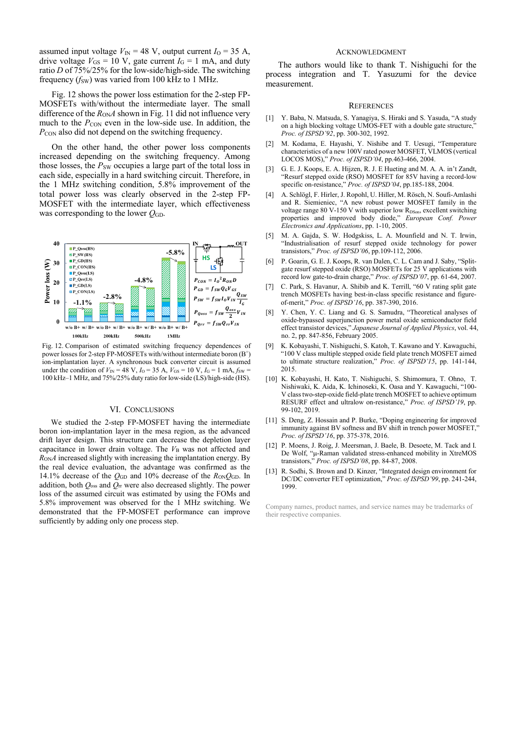assumed input voltage $V_{IN}$ = 48 V, output current $I_O$ = 35 A, drive voltage $V_{GS}$ = 10 V, gate current $I_G$ = 1 mA, and duty ratio $D$ of 75%/25% for the low-side/high-side. The switching frequency ($f_{SW}$) was varied from 100 kHz to 1 MHz.

Fig. 12 shows the power loss estimation for the 2-step FP-MOSFETs with/without the intermediate layer. The small difference of the $R_{ON}A$ shown in Fig. 11 did not influence very much to the $P_{CON}$ even in the low-side use. In addition, the $P_{CON}$ also did not depend on the switching frequency.

On the other hand, the other power loss components increased depending on the switching frequency. Among those losses, the $P_{SW}$ occupies a large part of the total loss in each side, especially in a hard switching circuit. Therefore, in the 1 MHz switching condition, 5.8% improvement of the total power loss was clearly observed in the 2-step FP-MOSFET with the intermediate layer, which effectiveness was corresponding to the lower $Q_{GD}$.

Power loss (W)
40
30
20
10
0
P_Qoss(HS)
P_SW(HS)
P_GD(HS)
P_CON(HS)
P_Qoss(LS)
P_Qrr(LS)
P_GD(LS)
P_CON(LS)
-1.1%
-2.8%
-4.8%
-5.8%
w/o B+ w/ B+ w/o B+ w/ B+ w/o B+ w/ B+ w/o B+ w/ B+
100kHz 200kHz 500kHz 1MHz
IN OUT HS LS

$P_{CON} = I_O{}^2 R_{ON} D$

$P_{GD} = f_{SW} Q_G V_{GS}$

$P_{SW} = f_{SW} I_O V_{IN} \frac{Q_{SW}}{I_G}$

$P_{Qoss} = f_{SW} \frac{Q_{oss}}{2} V_{IN}$

$P_{Qrr} = f_{SW} Q_{rr} V_{IN}$

Fig. 12. Comparison of estimated switching frequency dependences of power losses for 2-step FP-MOSFETs with/without intermediate boron ($B^+$) ion-implantation layer. A synchronous buck converter circuit is assumed under the condition of $V_{IN}$ = 48 V, $I_O$ = 35 A, $V_{GS}$ = 10 V, $I_G$ = 1 mA, $f_{SW}$ = 100 kHz–1 MHz, and 75%/25% duty ratio for low-side (LS)/high-side (HS).

## VI. Conclusions

We studied the 2-step FP-MOSFET having the intermediate boron ion-implantation layer in the mesa region, as the advanced drift layer design. This structure can decrease the depletion layer capacitance in lower drain voltage. The $V_B$ was not affected and $R_{ON}A$ increased slightly with increasing the implantation energy. By the real device evaluation, the advantage was confirmed as the 14.1% decrease of the $Q_{GD}$ and 10% decrease of the $R_{ON}Q_{GD}$. In addition, both $Q_{oss}$ and $Q_{rr}$ were also decreased slightly. The power loss of the assumed circuit was estimated by using the FOMs and 5.8% improvement was observed for the 1 MHz switching. We demonstrated that the FP-MOSFET performance can improve sufficiently by adding only one process step.

## Acknowledgment

The authors would like to thank T. Nishiguchi for the process integration and T. Yasuzumi for the device measurement.

## References

[1] Y. Baba, N. Matsuda, S. Yanagiya, S. Hiraki and S. Yasuda, "A study on a high blocking voltage UMOS-FET with a double gate structure," *Proc. of ISPSD'92*, pp. 300-302, 1992.

[2] M. Kodama, E. Hayashi, Y. Nishibe and T. Uesugi, "Temperature characteristics of a new 100V rated power MOSFET, VLMOS (vertical LOCOS MOS)," *Proc. of ISPSD'04*, pp.463-466, 2004.

[3] G. E. J. Koops, E. A. Hijzen, R. J. E Hueting and M. A. A. in't Zandt, "Resurf stepped oxide (RSO) MOSFET for 85V having a record-low specific on-resistance," *Proc. of ISPSD'04*, pp.185-188, 2004.

[4] A. Schlögl, F. Hirler, J. Ropohl, U. Hiller, M. Rösch, N. Soufi-Amlashi and R. Siemieniec, "A new robust power MOSFET family in the voltage range 80 V-150 V with superior low $R_{DSon}$, excellent switching properties and improved body diode," *European Conf. Power Electronics and Applications*, pp. 1-10, 2005.

[5] M. A. Gajda, S. W. Hodgskiss, L. A. Mounfield and N. T. Irwin, "Industrialisation of resurf stepped oxide technology for power transistors," *Proc. of ISPSD'06*, pp.109-112, 2006.

[6] P. Goarin, G. E. J. Koops, R. van Dalen, C. L. Cam and J. Saby, "Split-gate resurf stepped oxide (RSO) MOSFETs for 25 V applications with record low gate-to-drain charge," *Proc. of ISPSD'07*, pp. 61-64, 2007.

[7] C. Park, S. Havanur, A. Shibib and K. Terrill, "60 V rating split gate trench MOSFETs having best-in-class specific resistance and figure-of-merit," *Proc. of ISPSD'16*, pp. 387-390, 2016.

[8] Y. Chen, Y. C. Liang and G. S. Samudra, "Theoretical analyses of oxide-bypassed superjunction power metal oxide semiconductor field effect transistor devices," *Japanese Journal of Applied Physics*, vol. 44, no. 2, pp. 847-856, February 2005.

[9] K. Kobayashi, T. Nishiguchi, S. Katoh, T. Kawano and Y. Kawaguchi, "100 V class multiple stepped oxide field plate trench MOSFET aimed to ultimate structure realization," *Proc. of ISPSD'15*, pp. 141-144, 2015.

[10] K. Kobayashi, H. Kato, T. Nishiguchi, S. Shimomura, T. Ohno, T. Nishiwaki, K. Aida, K. Ichinoseki, K. Oasa and Y. Kawaguchi, "100-V class two-step-oxide field-plate trench MOSFET to achieve optimum RESURF effect and ultralow on-resistance," *Proc. of ISPSD'19*, pp. 99-102, 2019.

[11] S. Deng, Z. Hossain and P. Burke, "Doping engineering for improved immunity against BV softness and BV shift in trench power MOSFET," *Proc. of ISPSD'16*, pp. 375-378, 2016.

[12] P. Moens, J. Roig, J. Meersman, J. Baele, B. Desoete, M. Tack and I. De Wolf, "μ-Raman validated stress-enhanced mobility in XtreMOS transistors," *Proc. of ISPSD'08*, pp. 84-87, 2008.

[13] R. Sodhi, S. Brown and D. Kinzer, "Integrated design environment for DC/DC converter FET optimization," *Proc. of ISPSD'99*, pp. 241-244, 1999.

Company names, product names, and service names may be trademarks of their respective companies.